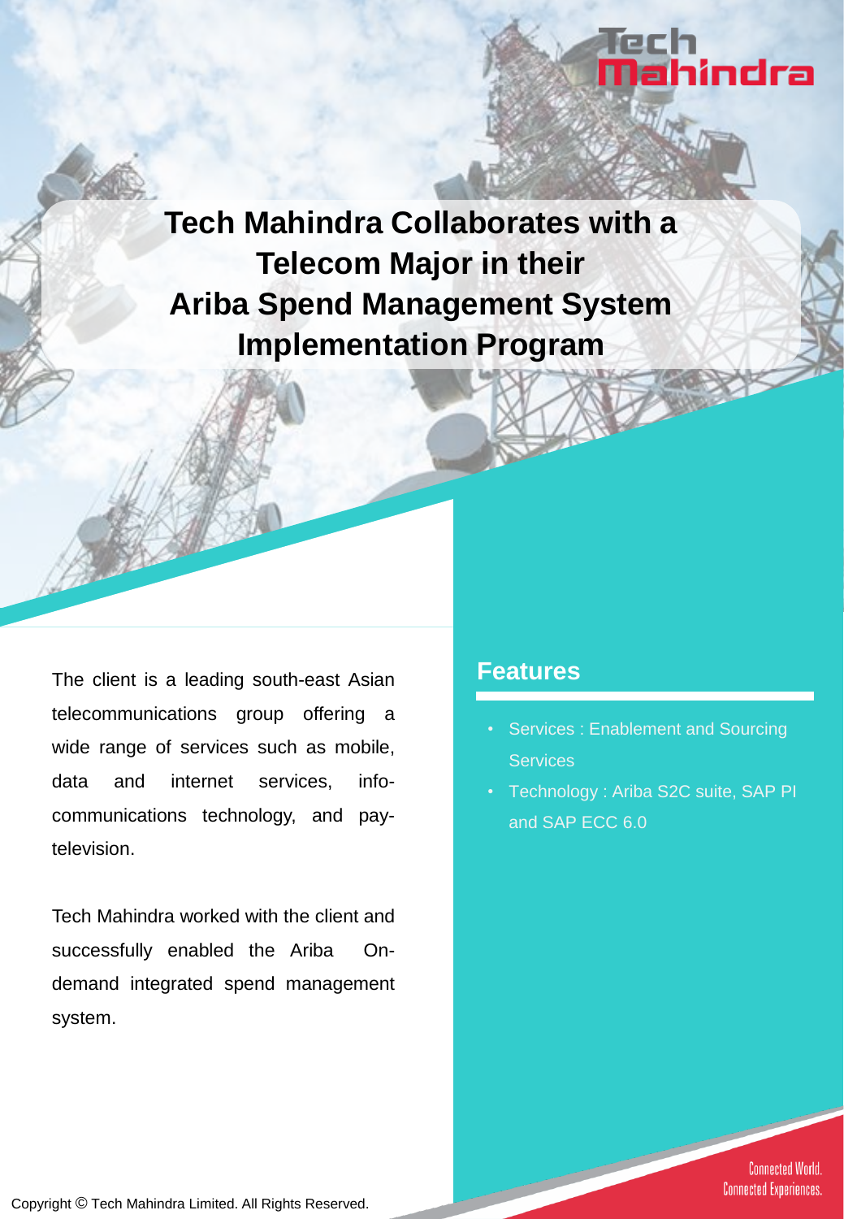# Tech Mahindra Collaborates with a Telecom Major in their Ariba Spend Management System Implementation Program

The client is a leading south-east Asian telecommunications group offering a wide range of services such as mobile, data and internet services, info-communications technology, and pay-television.

Tech Mahindra worked with the client and successfully enabled the Ariba On-demand integrated spend management system.

## Features

- Services : Enablement and Sourcing Services
- Technology : Ariba S2C suite, SAP PI and SAP ECC 6.0

Connected World. Connected Experiences.

Copyright © Tech Mahindra Limited. All Rights Reserved.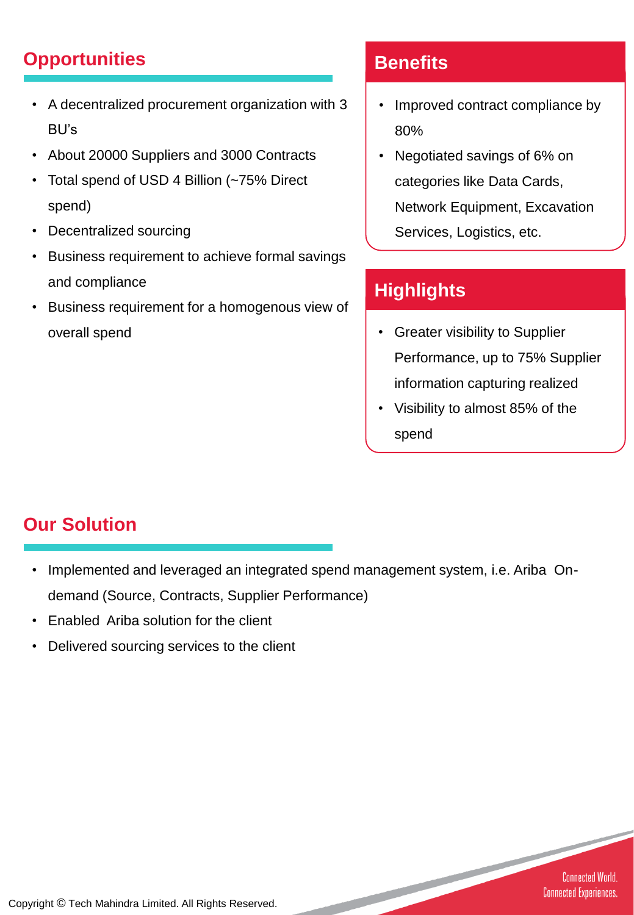## Opportunities

- A decentralized procurement organization with 3 BU’s
- About 20000 Suppliers and 3000 Contracts
- Total spend of USD 4 Billion (~75% Direct spend)
- Decentralized sourcing
- Business requirement to achieve formal savings and compliance
- Business requirement for a homogenous view of overall spend

## Benefits

- Improved contract compliance by 80%
- Negotiated savings of 6% on categories like Data Cards, Network Equipment, Excavation Services, Logistics, etc.

## Highlights

- Greater visibility to Supplier Performance, up to 75% Supplier information capturing realized
- Visibility to almost 85% of the spend

## Our Solution

- Implemented and leveraged an integrated spend management system, i.e. Ariba On-demand (Source, Contracts, Supplier Performance)
- Enabled Ariba solution for the client
- Delivered sourcing services to the client

Connected World.
Connected Experiences.

Copyright © Tech Mahindra Limited. All Rights Reserved.